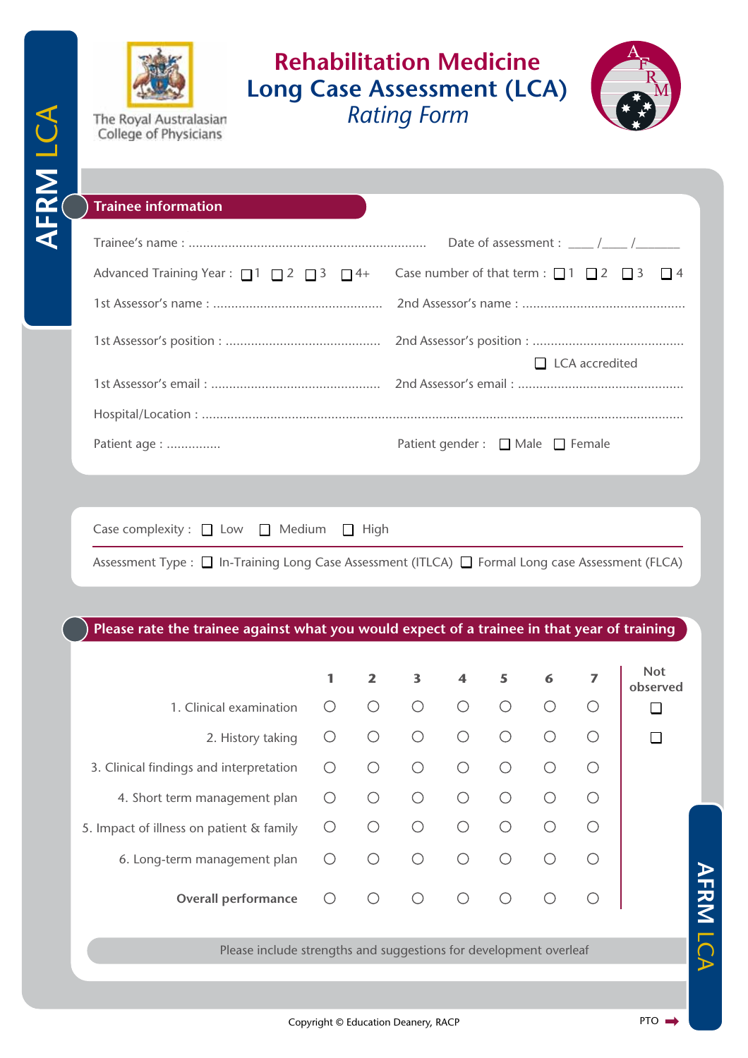AFRM LCA

The Royal Australasian College of Physicians

# Rehabilitation Medicine Long Case Assessment (LCA)

*Rating Form*

## Trainee information

Trainee's name : ................................................................. Date of assessment : ____ /____ /_______

Advanced Training Year : ☐ 1 ☐ 2 ☐ 3 ☐ 4+ Case number of that term : ☐ 1 ☐ 2 ☐ 3 ☐ 4

1st Assessor's name : ............................................... 2nd Assessor's name : .............................................

1st Assessor's position : .......................................... 2nd Assessor's position : ..........................................

☐ LCA accredited

1st Assessor's email : .............................................. 2nd Assessor's email : .............................................

Hospital/Location : ..........................................................................................................................

Patient age : ............... Patient gender : ☐ Male ☐ Female

Case complexity : ☐ Low ☐ Medium ☐ High

Assessment Type : ☐ In-Training Long Case Assessment (ITLCA) ☐ Formal Long case Assessment (FLCA)

## Please rate the trainee against what you would expect of a trainee in that year of training

| | 1 | 2 | 3 | 4 | 5 | 6 | 7 | Not observed |
|---|---|---|---|---|---|---|---|---|
| 1. Clinical examination | ○ | ○ | ○ | ○ | ○ | ○ | ○ | ☐ |
| 2. History taking | ○ | ○ | ○ | ○ | ○ | ○ | ○ | ☐ |
| 3. Clinical findings and interpretation | ○ | ○ | ○ | ○ | ○ | ○ | ○ | |
| 4. Short term management plan | ○ | ○ | ○ | ○ | ○ | ○ | ○ | |
| 5. Impact of illness on patient & family | ○ | ○ | ○ | ○ | ○ | ○ | ○ | |
| 6. Long-term management plan | ○ | ○ | ○ | ○ | ○ | ○ | ○ | |
| **Overall performance** | ○ | ○ | ○ | ○ | ○ | ○ | ○ | |

Please include strengths and suggestions for development overleaf

Copyright © Education Deanery, RACP

PTO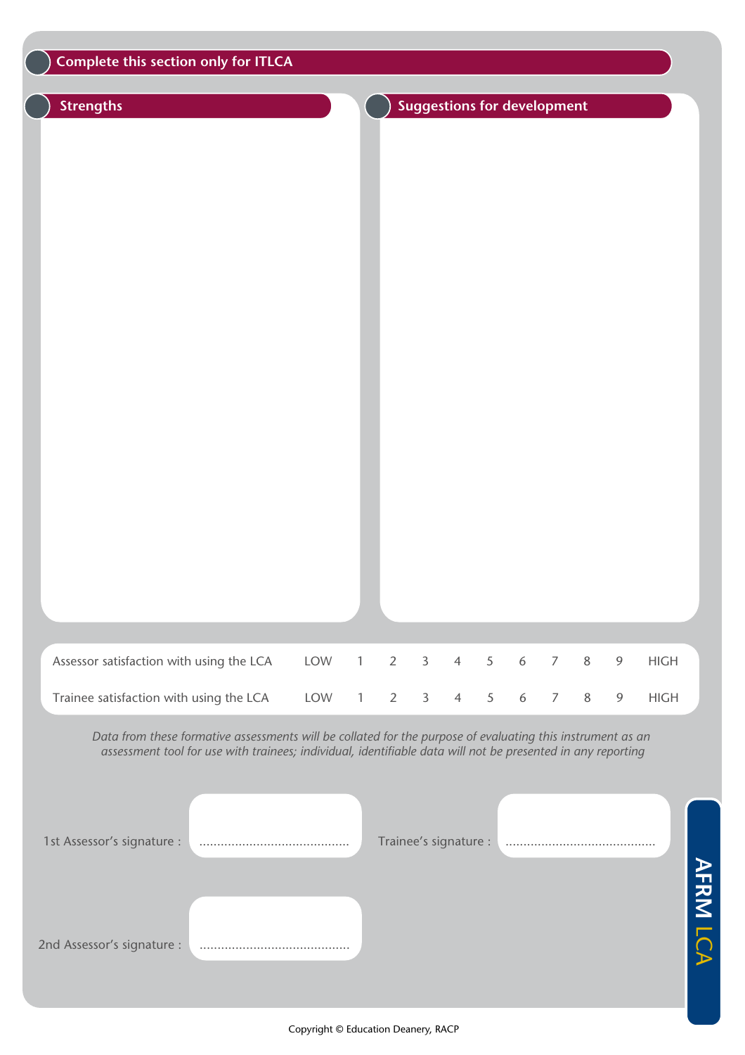## Complete this section only for ITLCA

### Strengths

### Suggestions for development

| | | | | | | | | | | | |
|---|---|---|---|---|---|---|---|---|---|---|---|
| Assessor satisfaction with using the LCA | LOW | 1 | 2 | 3 | 4 | 5 | 6 | 7 | 8 | 9 | HIGH |
| Trainee satisfaction with using the LCA | LOW | 1 | 2 | 3 | 4 | 5 | 6 | 7 | 8 | 9 | HIGH |

*Data from these formative assessments will be collated for the purpose of evaluating this instrument as an assessment tool for use with trainees; individual, identifiable data will not be presented in any reporting*

1st Assessor's signature : ..........................................

Trainee's signature : ..........................................

2nd Assessor's signature : ..........................................

AFRM LCA

Copyright © Education Deanery, RACP